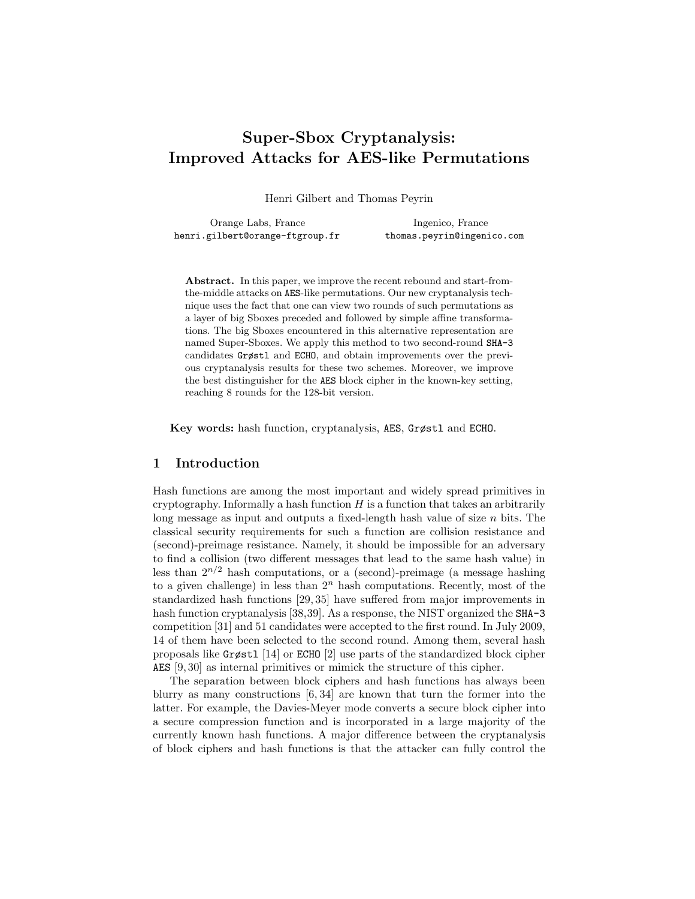# Super-Sbox Cryptanalysis: Improved Attacks for AES-like Permutations

Henri Gilbert and Thomas Peyrin

Orange Labs, France
henri.gilbert@orange-ftgroup.fr

Ingenico, France
thomas.peyrin@ingenico.com

**Abstract.** In this paper, we improve the recent rebound and start-from-the-middle attacks on AES-like permutations. Our new cryptanalysis technique uses the fact that one can view two rounds of such permutations as a layer of big Sboxes preceded and followed by simple affine transformations. The big Sboxes encountered in this alternative representation are named Super-Sboxes. We apply this method to two second-round SHA-3 candidates Grøstl and ECHO, and obtain improvements over the previous cryptanalysis results for these two schemes. Moreover, we improve the best distinguisher for the AES block cipher in the known-key setting, reaching 8 rounds for the 128-bit version.

**Key words:** hash function, cryptanalysis, AES, Grøstl and ECHO.

## 1 Introduction

Hash functions are among the most important and widely spread primitives in cryptography. Informally a hash function $H$ is a function that takes an arbitrarily long message as input and outputs a fixed-length hash value of size $n$ bits. The classical security requirements for such a function are collision resistance and (second)-preimage resistance. Namely, it should be impossible for an adversary to find a collision (two different messages that lead to the same hash value) in less than $2^{n/2}$ hash computations, or a (second)-preimage (a message hashing to a given challenge) in less than $2^n$ hash computations. Recently, most of the standardized hash functions [29, 35] have suffered from major improvements in hash function cryptanalysis [38,39]. As a response, the NIST organized the SHA-3 competition [31] and 51 candidates were accepted to the first round. In July 2009, 14 of them have been selected to the second round. Among them, several hash proposals like Grøstl [14] or ECHO [2] use parts of the standardized block cipher AES [9, 30] as internal primitives or mimick the structure of this cipher.

The separation between block ciphers and hash functions has always been blurry as many constructions [6, 34] are known that turn the former into the latter. For example, the Davies-Meyer mode converts a secure block cipher into a secure compression function and is incorporated in a large majority of the currently known hash functions. A major difference between the cryptanalysis of block ciphers and hash functions is that the attacker can fully control the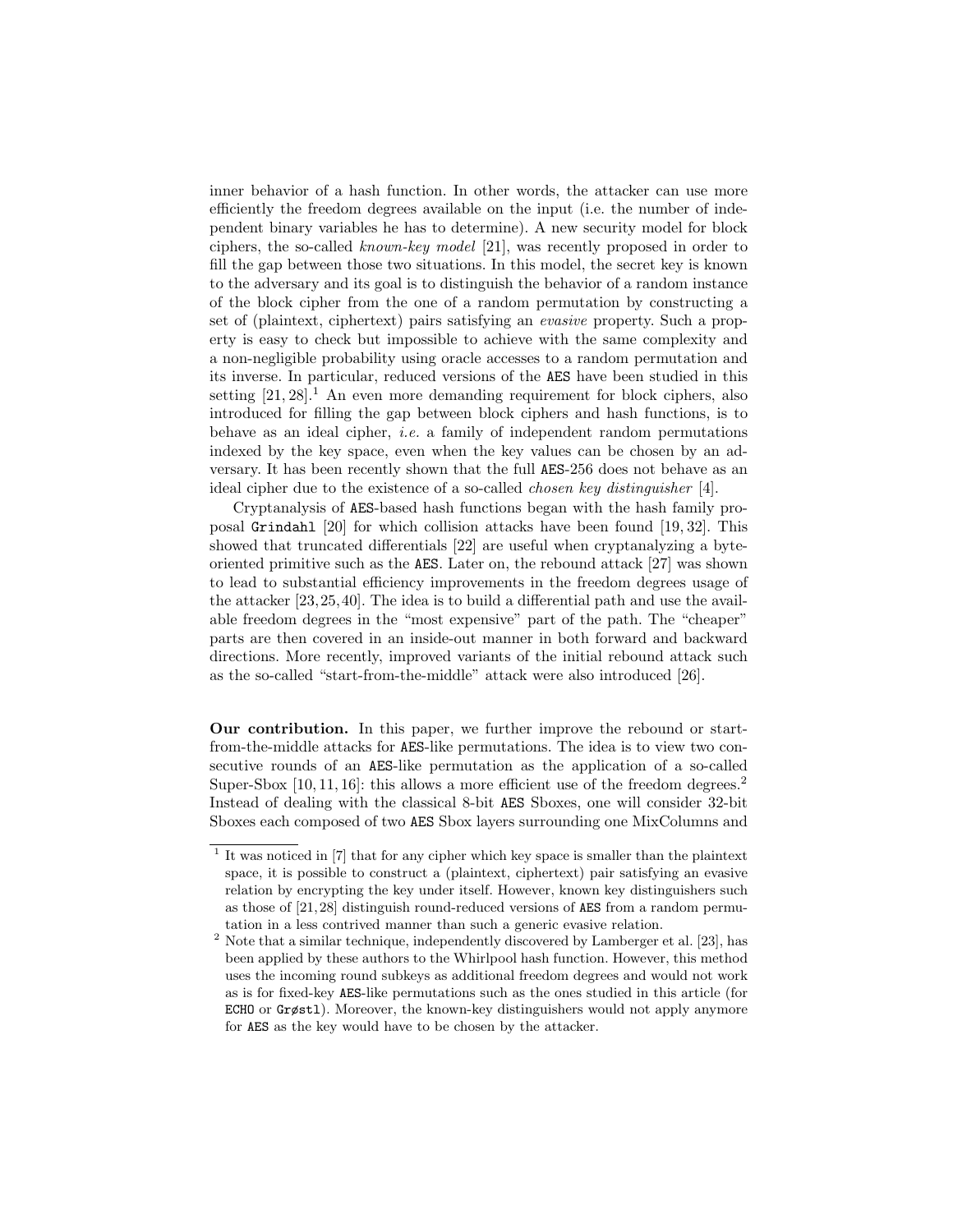inner behavior of a hash function. In other words, the attacker can use more efficiently the freedom degrees available on the input (i.e. the number of independent binary variables he has to determine). A new security model for block ciphers, the so-called *known-key model* [21], was recently proposed in order to fill the gap between those two situations. In this model, the secret key is known to the adversary and its goal is to distinguish the behavior of a random instance of the block cipher from the one of a random permutation by constructing a set of (plaintext, ciphertext) pairs satisfying an *evasive* property. Such a property is easy to check but impossible to achieve with the same complexity and a non-negligible probability using oracle accesses to a random permutation and its inverse. In particular, reduced versions of the AES have been studied in this setting [21, 28].[1] An even more demanding requirement for block ciphers, also introduced for filling the gap between block ciphers and hash functions, is to behave as an ideal cipher, *i.e.* a family of independent random permutations indexed by the key space, even when the key values can be chosen by an adversary. It has been recently shown that the full AES-256 does not behave as an ideal cipher due to the existence of a so-called *chosen key distinguisher* [4].

Cryptanalysis of AES-based hash functions began with the hash family proposal Grindahl [20] for which collision attacks have been found [19, 32]. This showed that truncated differentials [22] are useful when cryptanalyzing a byte-oriented primitive such as the AES. Later on, the rebound attack [27] was shown to lead to substantial efficiency improvements in the freedom degrees usage of the attacker [23, 25, 40]. The idea is to build a differential path and use the available freedom degrees in the "most expensive" part of the path. The "cheaper" parts are then covered in an inside-out manner in both forward and backward directions. More recently, improved variants of the initial rebound attack such as the so-called "start-from-the-middle" attack were also introduced [26].

**Our contribution.** In this paper, we further improve the rebound or start-from-the-middle attacks for AES-like permutations. The idea is to view two consecutive rounds of an AES-like permutation as the application of a so-called Super-Sbox [10, 11, 16]: this allows a more efficient use of the freedom degrees.[2] Instead of dealing with the classical 8-bit AES Sboxes, one will consider 32-bit Sboxes each composed of two AES Sbox layers surrounding one MixColumns and

[1] It was noticed in [7] that for any cipher which key space is smaller than the plaintext space, it is possible to construct a (plaintext, ciphertext) pair satisfying an evasive relation by encrypting the key under itself. However, known key distinguishers such as those of [21, 28] distinguish round-reduced versions of AES from a random permutation in a less contrived manner than such a generic evasive relation.

[2] Note that a similar technique, independently discovered by Lamberger et al. [23], has been applied by these authors to the Whirlpool hash function. However, this method uses the incoming round subkeys as additional freedom degrees and would not work as is for fixed-key AES-like permutations such as the ones studied in this article (for ECHO or Grøstl). Moreover, the known-key distinguishers would not apply anymore for AES as the key would have to be chosen by the attacker.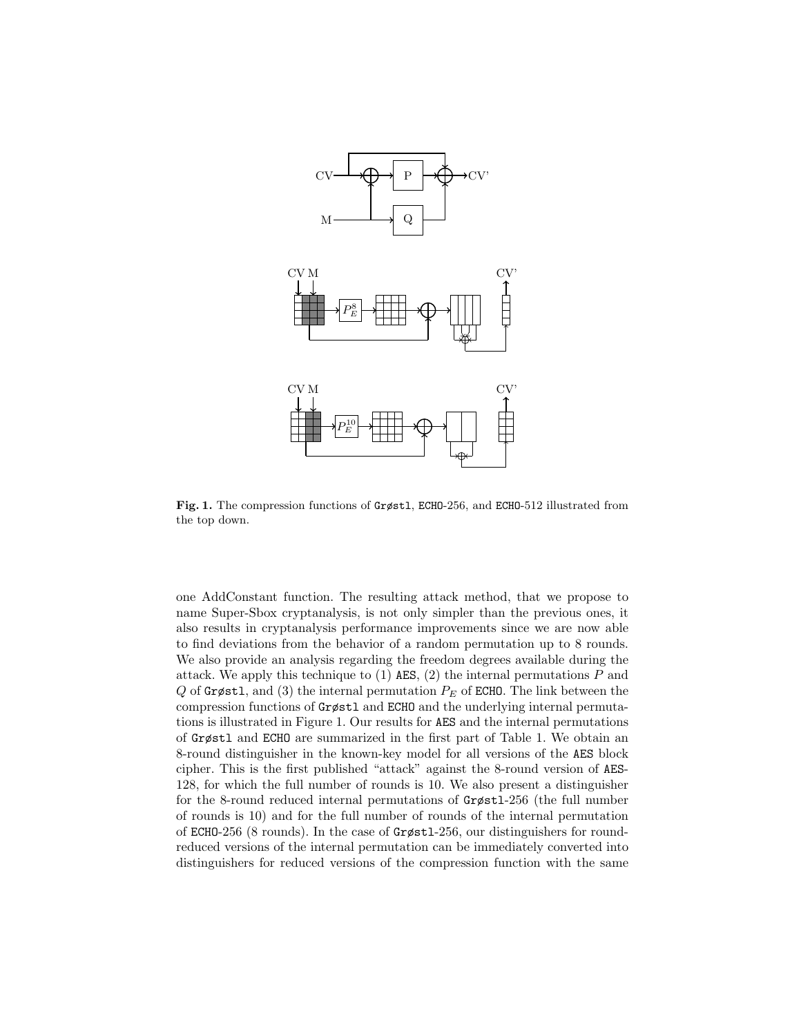**Fig. 1.** The compression functions of Grøstl, ECHO-256, and ECHO-512 illustrated from the top down.

one AddConstant function. The resulting attack method, that we propose to name Super-Sbox cryptanalysis, is not only simpler than the previous ones, it also results in cryptanalysis performance improvements since we are now able to find deviations from the behavior of a random permutation up to 8 rounds. We also provide an analysis regarding the freedom degrees available during the attack. We apply this technique to (1) AES, (2) the internal permutations $P$ and $Q$ of Grøstl, and (3) the internal permutation $P_E$ of ECHO. The link between the compression functions of Grøstl and ECHO and the underlying internal permutations is illustrated in Figure 1. Our results for AES and the internal permutations of Grøstl and ECHO are summarized in the first part of Table 1. We obtain an 8-round distinguisher in the known-key model for all versions of the AES block cipher. This is the first published "attack" against the 8-round version of AES-128, for which the full number of rounds is 10. We also present a distinguisher for the 8-round reduced internal permutations of Grøstl-256 (the full number of rounds is 10) and for the full number of rounds of the internal permutation of ECHO-256 (8 rounds). In the case of Grøstl-256, our distinguishers for round-reduced versions of the internal permutation can be immediately converted into distinguishers for reduced versions of the compression function with the same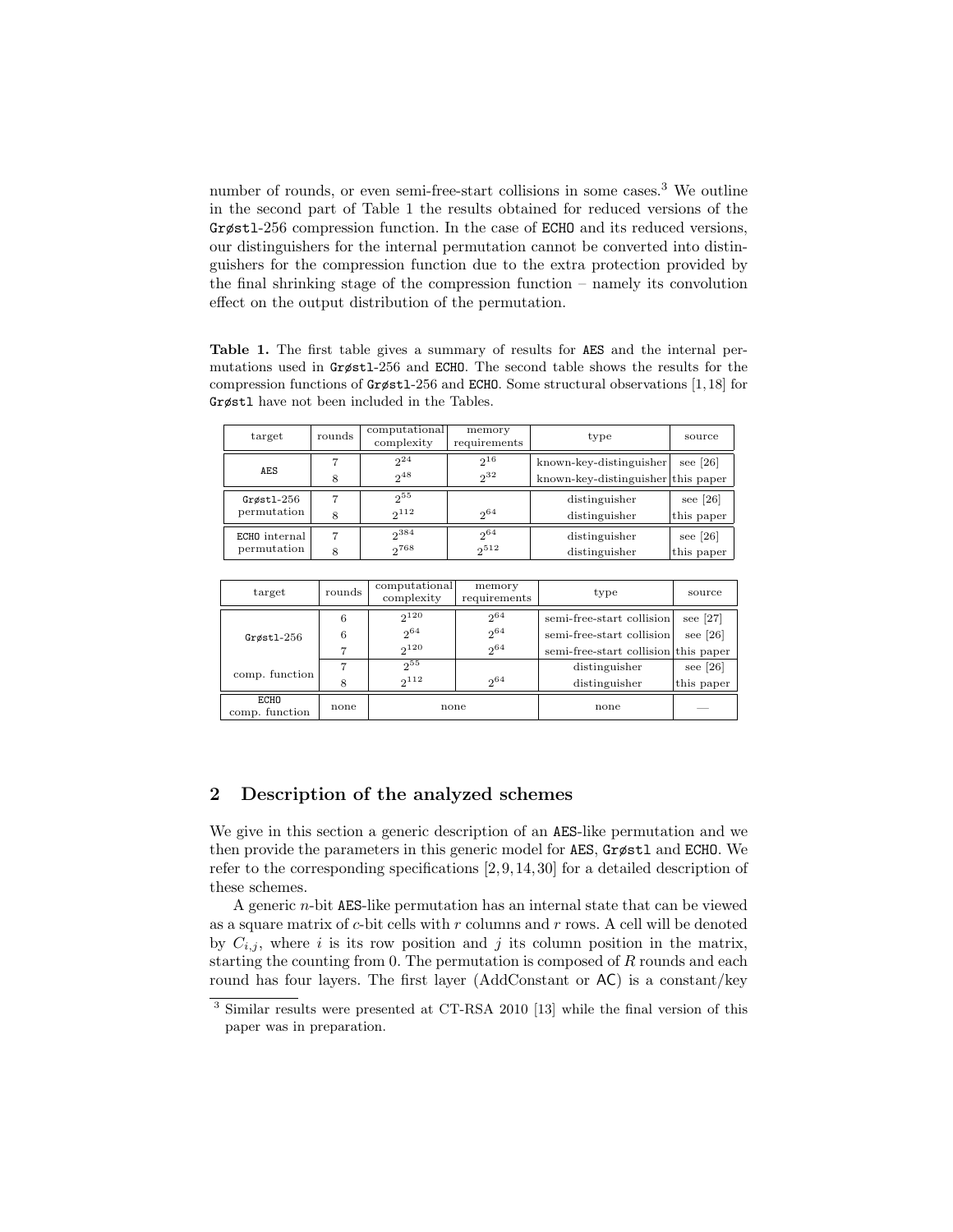number of rounds, or even semi-free-start collisions in some cases.[3] We outline in the second part of Table 1 the results obtained for reduced versions of the Grøstl-256 compression function. In the case of ECHO and its reduced versions, our distinguishers for the internal permutation cannot be converted into distinguishers for the compression function due to the extra protection provided by the final shrinking stage of the compression function – namely its convolution effect on the output distribution of the permutation.

**Table 1.** The first table gives a summary of results for AES and the internal permutations used in Grøstl-256 and ECHO. The second table shows the results for the compression functions of Grøstl-256 and ECHO. Some structural observations [1, 18] for Grøstl have not been included in the Tables.

| target | rounds | computational complexity | memory requirements | type | source |
|---|---|---|---|---|---|
| AES | 7 | $2^{24}$ | $2^{16}$ | known-key-distinguisher | see [26] |
| | 8 | $2^{48}$ | $2^{32}$ | known-key-distinguisher | this paper |
| Grøstl-256 permutation | 7 | $2^{55}$ | | distinguisher | see [26] |
| | 8 | $2^{112}$ | $2^{64}$ | distinguisher | this paper |
| ECHO internal permutation | 7 | $2^{384}$ | $2^{64}$ | distinguisher | see [26] |
| | 8 | $2^{768}$ | $2^{512}$ | distinguisher | this paper |

| target | rounds | computational complexity | memory requirements | type | source |
|---|---|---|---|---|---|
| Grøstl-256 comp. function | 6 | $2^{120}$ | $2^{64}$ | semi-free-start collision | see [27] |
| | 6 | $2^{64}$ | $2^{64}$ | semi-free-start collision | see [26] |
| | 7 | $2^{120}$ | $2^{64}$ | semi-free-start collision | this paper |
| | 7 | $2^{55}$ | | distinguisher | see [26] |
| | 8 | $2^{112}$ | $2^{64}$ | distinguisher | this paper |
| ECHO comp. function | none | none | | none | — |

## 2 Description of the analyzed schemes

We give in this section a generic description of an AES-like permutation and we then provide the parameters in this generic model for AES, Grøstl and ECHO. We refer to the corresponding specifications [2, 9, 14, 30] for a detailed description of these schemes.

A generic $n$-bit AES-like permutation has an internal state that can be viewed as a square matrix of $c$-bit cells with $r$ columns and $r$ rows. A cell will be denoted by $C_{i,j}$, where $i$ is its row position and $j$ its column position in the matrix, starting the counting from 0. The permutation is composed of $R$ rounds and each round has four layers. The first layer (AddConstant or AC) is a constant/key

[3] Similar results were presented at CT-RSA 2010 [13] while the final version of this paper was in preparation.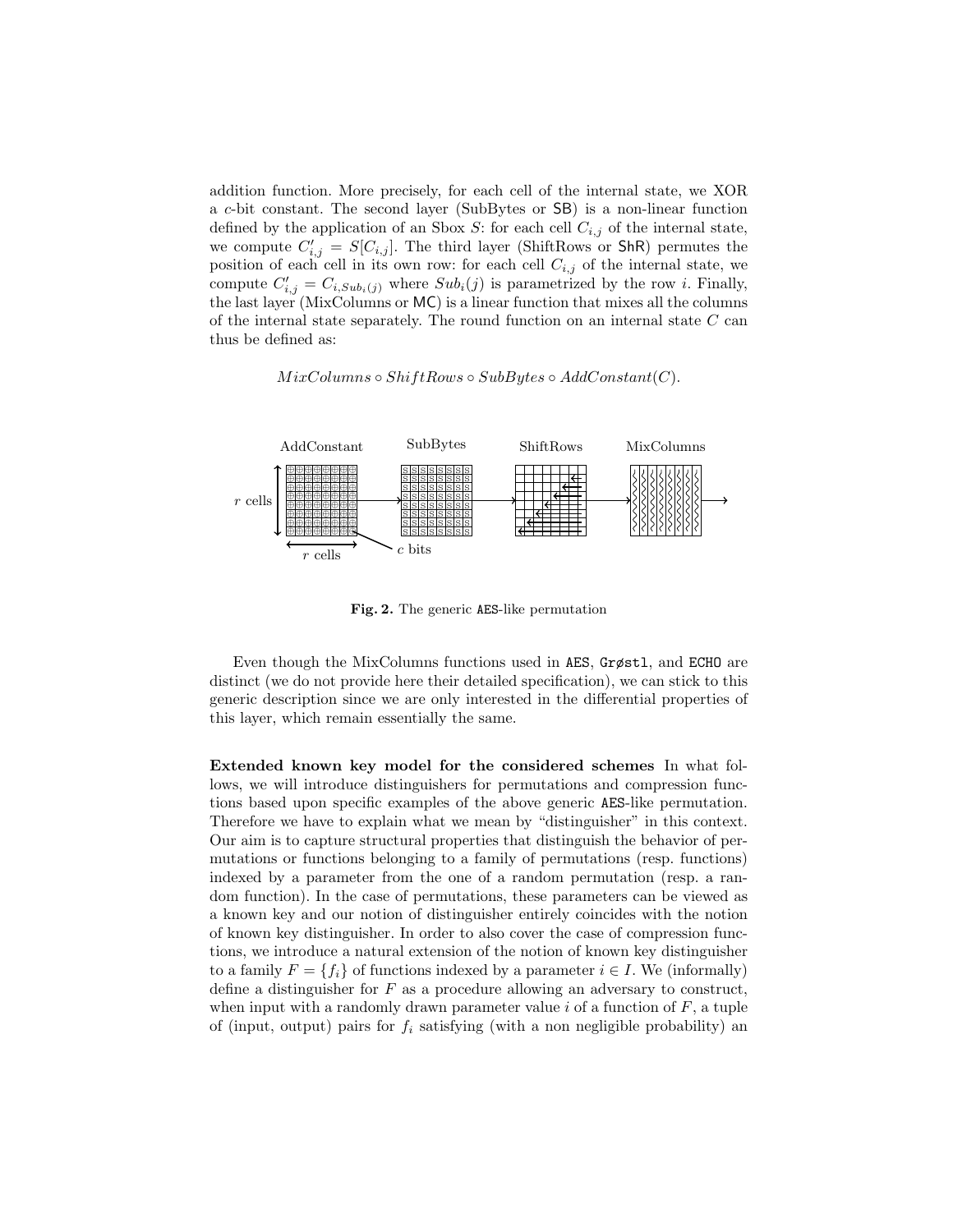addition function. More precisely, for each cell of the internal state, we XOR a $c$-bit constant. The second layer (SubBytes or SB) is a non-linear function defined by the application of an Sbox $S$: for each cell $C_{i,j}$ of the internal state, we compute $C'_{i,j} = S[C_{i,j}]$. The third layer (ShiftRows or ShR) permutes the position of each cell in its own row: for each cell $C_{i,j}$ of the internal state, we compute $C'_{i,j} = C_{i,Sub_i(j)}$ where $Sub_i(j)$ is parametrized by the row $i$. Finally, the last layer (MixColumns or MC) is a linear function that mixes all the columns of the internal state separately. The round function on an internal state $C$ can thus be defined as:

$$MixColumns \circ ShiftRows \circ SubBytes \circ AddConstant(C).$$

**Fig. 2.** The generic AES-like permutation

Even though the MixColumns functions used in AES, Grøstl, and ECHO are distinct (we do not provide here their detailed specification), we can stick to this generic description since we are only interested in the differential properties of this layer, which remain essentially the same.

**Extended known key model for the considered schemes** In what follows, we will introduce distinguishers for permutations and compression functions based upon specific examples of the above generic AES-like permutation. Therefore we have to explain what we mean by "distinguisher" in this context. Our aim is to capture structural properties that distinguish the behavior of permutations or functions belonging to a family of permutations (resp. functions) indexed by a parameter from the one of a random permutation (resp. a random function). In the case of permutations, these parameters can be viewed as a known key and our notion of distinguisher entirely coincides with the notion of known key distinguisher. In order to also cover the case of compression functions, we introduce a natural extension of the notion of known key distinguisher to a family $F = \{f_i\}$ of functions indexed by a parameter $i \in I$. We (informally) define a distinguisher for $F$ as a procedure allowing an adversary to construct, when input with a randomly drawn parameter value $i$ of a function of $F$, a tuple of (input, output) pairs for $f_i$ satisfying (with a non negligible probability) an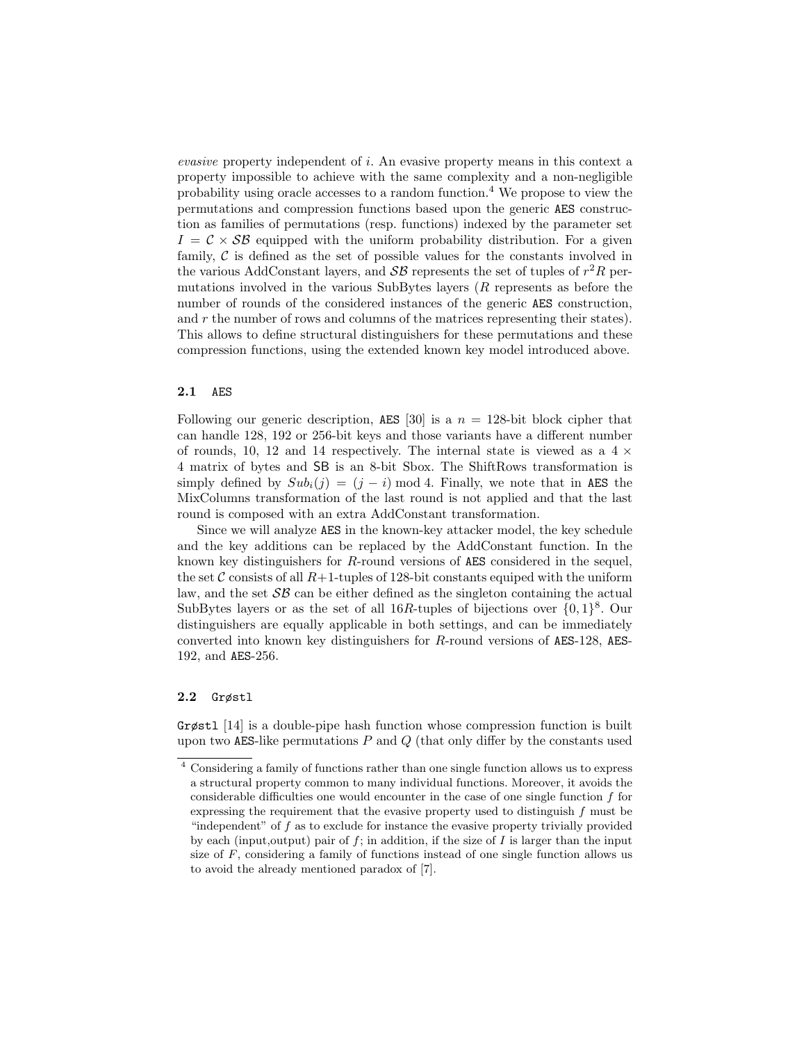*evasive* property independent of $i$. An evasive property means in this context a property impossible to achieve with the same complexity and a non-negligible probability using oracle accesses to a random function.[4] We propose to view the permutations and compression functions based upon the generic AES construction as families of permutations (resp. functions) indexed by the parameter set $I = \mathcal{C} \times \mathcal{SB}$ equipped with the uniform probability distribution. For a given family, $\mathcal{C}$ is defined as the set of possible values for the constants involved in the various AddConstant layers, and $\mathcal{SB}$ represents the set of tuples of $r^2 R$ permutations involved in the various SubBytes layers ($R$ represents as before the number of rounds of the considered instances of the generic AES construction, and $r$ the number of rows and columns of the matrices representing their states). This allows to define structural distinguishers for these permutations and these compression functions, using the extended known key model introduced above.

### 2.1 AES

Following our generic description, AES [30] is a $n = 128$-bit block cipher that can handle 128, 192 or 256-bit keys and those variants have a different number of rounds, 10, 12 and 14 respectively. The internal state is viewed as a $4 \times 4$ matrix of bytes and SB is an 8-bit Sbox. The ShiftRows transformation is simply defined by $Sub_i(j) = (j - i) \bmod 4$. Finally, we note that in AES the MixColumns transformation of the last round is not applied and that the last round is composed with an extra AddConstant transformation.

Since we will analyze AES in the known-key attacker model, the key schedule and the key additions can be replaced by the AddConstant function. In the known key distinguishers for $R$-round versions of AES considered in the sequel, the set $\mathcal{C}$ consists of all $R{+}1$-tuples of 128-bit constants equiped with the uniform law, and the set $\mathcal{SB}$ can be either defined as the singleton containing the actual SubBytes layers or as the set of all $16R$-tuples of bijections over $\{0,1\}^8$. Our distinguishers are equally applicable in both settings, and can be immediately converted into known key distinguishers for $R$-round versions of AES-128, AES-192, and AES-256.

### 2.2 Grøstl

Grøstl [14] is a double-pipe hash function whose compression function is built upon two AES-like permutations $P$ and $Q$ (that only differ by the constants used

---

[4] Considering a family of functions rather than one single function allows us to express a structural property common to many individual functions. Moreover, it avoids the considerable difficulties one would encounter in the case of one single function $f$ for expressing the requirement that the evasive property used to distinguish $f$ must be "independent" of $f$ as to exclude for instance the evasive property trivially provided by each (input,output) pair of $f$; in addition, if the size of $I$ is larger than the input size of $F$, considering a family of functions instead of one single function allows us to avoid the already mentioned paradox of [7].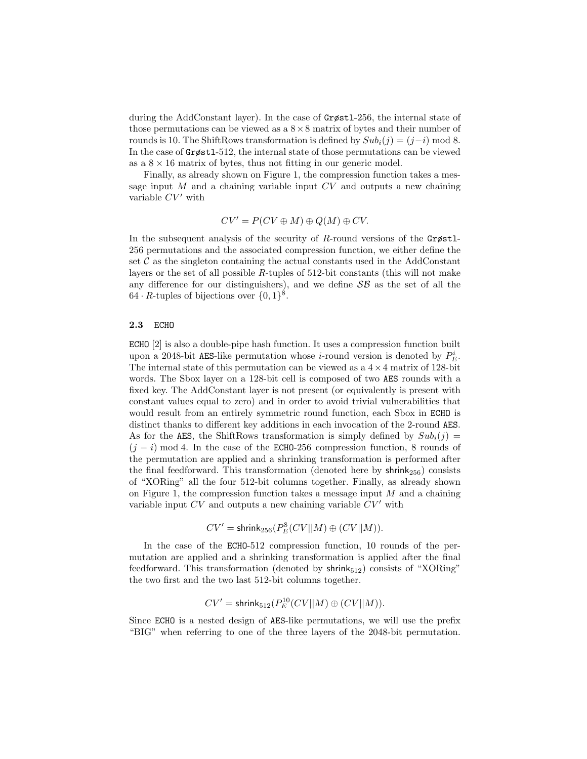during the AddConstant layer). In the case of Grøstl-256, the internal state of those permutations can be viewed as a $8 \times 8$ matrix of bytes and their number of rounds is 10. The ShiftRows transformation is defined by $Sub_i(j) = (j - i) \bmod 8$. In the case of Grøstl-512, the internal state of those permutations can be viewed as a $8 \times 16$ matrix of bytes, thus not fitting in our generic model.

Finally, as already shown on Figure 1, the compression function takes a message input $M$ and a chaining variable input $CV$ and outputs a new chaining variable $CV'$ with

$$CV' = P(CV \oplus M) \oplus Q(M) \oplus CV.$$

In the subsequent analysis of the security of $R$-round versions of the Grøstl-256 permutations and the associated compression function, we either define the set $\mathcal{C}$ as the singleton containing the actual constants used in the AddConstant layers or the set of all possible $R$-tuples of 512-bit constants (this will not make any difference for our distinguishers), and we define $\mathcal{SB}$ as the set of all the $64 \cdot R$-tuples of bijections over $\{0,1\}^8$.

### 2.3 ECHO

ECHO [2] is also a double-pipe hash function. It uses a compression function built upon a 2048-bit AES-like permutation whose $i$-round version is denoted by $P_E^i$. The internal state of this permutation can be viewed as a $4 \times 4$ matrix of 128-bit words. The Sbox layer on a 128-bit cell is composed of two AES rounds with a fixed key. The AddConstant layer is not present (or equivalently is present with constant values equal to zero) and in order to avoid trivial vulnerabilities that would result from an entirely symmetric round function, each Sbox in ECHO is distinct thanks to different key additions in each invocation of the 2-round AES. As for the AES, the ShiftRows transformation is simply defined by $Sub_i(j) = (j - i) \bmod 4$. In the case of the ECHO-256 compression function, 8 rounds of the permutation are applied and a shrinking transformation is performed after the final feedforward. This transformation (denoted here by $\mathsf{shrink}_{256}$) consists of "XORing" all the four 512-bit columns together. Finally, as already shown on Figure 1, the compression function takes a message input $M$ and a chaining variable input $CV$ and outputs a new chaining variable $CV'$ with

$$CV' = \mathsf{shrink}_{256}(P_E^8(CV||M) \oplus (CV||M)).$$

In the case of the ECHO-512 compression function, 10 rounds of the permutation are applied and a shrinking transformation is applied after the final feedforward. This transformation (denoted by $\mathsf{shrink}_{512}$) consists of "XORing" the two first and the two last 512-bit columns together.

$$CV' = \mathsf{shrink}_{512}(P_E^{10}(CV||M) \oplus (CV||M)).$$

Since ECHO is a nested design of AES-like permutations, we will use the prefix "BIG" when referring to one of the three layers of the 2048-bit permutation.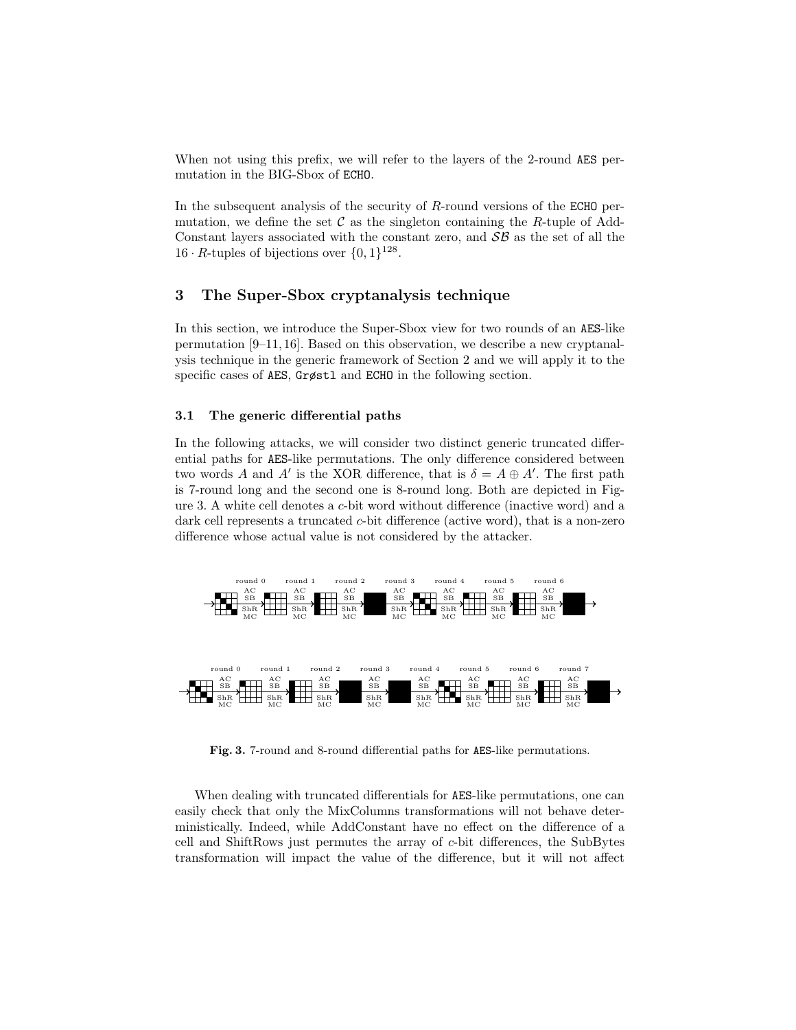When not using this prefix, we will refer to the layers of the 2-round AES permutation in the BIG-Sbox of ECHO.

In the subsequent analysis of the security of $R$-round versions of the ECHO permutation, we define the set $\mathcal{C}$ as the singleton containing the $R$-tuple of AddConstant layers associated with the constant zero, and $\mathcal{SB}$ as the set of all the $16 \cdot R$-tuples of bijections over $\{0,1\}^{128}$.

## 3 The Super-Sbox cryptanalysis technique

In this section, we introduce the Super-Sbox view for two rounds of an AES-like permutation [9–11, 16]. Based on this observation, we describe a new cryptanalysis technique in the generic framework of Section 2 and we will apply it to the specific cases of AES, Grøstl and ECHO in the following section.

### 3.1 The generic differential paths

In the following attacks, we will consider two distinct generic truncated differential paths for AES-like permutations. The only difference considered between two words $A$ and $A'$ is the XOR difference, that is $\delta = A \oplus A'$. The first path is 7-round long and the second one is 8-round long. Both are depicted in Figure 3. A white cell denotes a $c$-bit word without difference (inactive word) and a dark cell represents a truncated $c$-bit difference (active word), that is a non-zero difference whose actual value is not considered by the attacker.

**Fig. 3.** 7-round and 8-round differential paths for AES-like permutations.

When dealing with truncated differentials for AES-like permutations, one can easily check that only the MixColumns transformations will not behave deterministically. Indeed, while AddConstant have no effect on the difference of a cell and ShiftRows just permutes the array of $c$-bit differences, the SubBytes transformation will impact the value of the difference, but it will not affect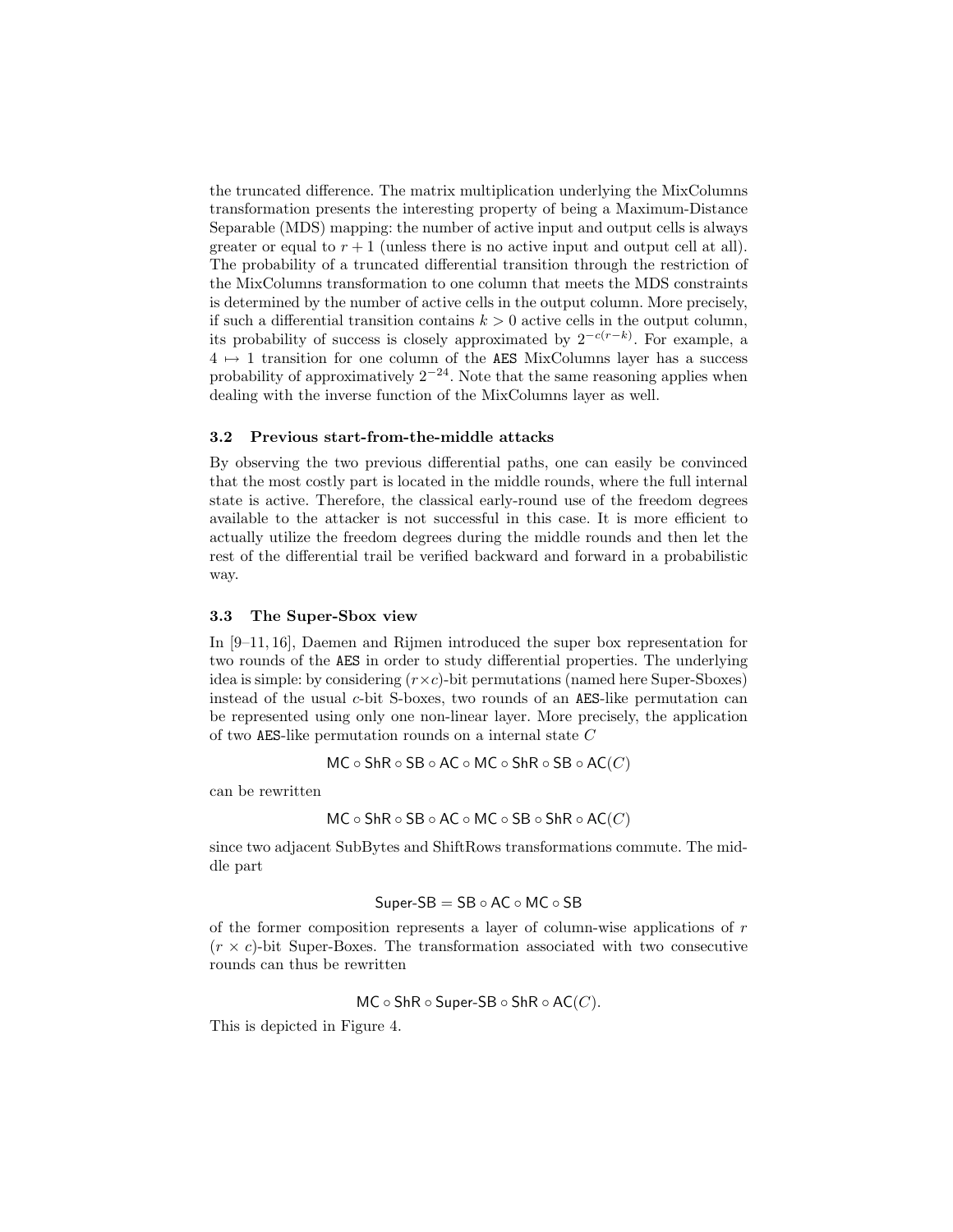the truncated difference. The matrix multiplication underlying the MixColumns transformation presents the interesting property of being a Maximum-Distance Separable (MDS) mapping: the number of active input and output cells is always greater or equal to $r + 1$ (unless there is no active input and output cell at all). The probability of a truncated differential transition through the restriction of the MixColumns transformation to one column that meets the MDS constraints is determined by the number of active cells in the output column. More precisely, if such a differential transition contains $k > 0$ active cells in the output column, its probability of success is closely approximated by $2^{-c(r-k)}$. For example, a $4 \mapsto 1$ transition for one column of the AES MixColumns layer has a success probability of approximatively $2^{-24}$. Note that the same reasoning applies when dealing with the inverse function of the MixColumns layer as well.

### 3.2 Previous start-from-the-middle attacks

By observing the two previous differential paths, one can easily be convinced that the most costly part is located in the middle rounds, where the full internal state is active. Therefore, the classical early-round use of the freedom degrees available to the attacker is not successful in this case. It is more efficient to actually utilize the freedom degrees during the middle rounds and then let the rest of the differential trail be verified backward and forward in a probabilistic way.

### 3.3 The Super-Sbox view

In [9–11, 16], Daemen and Rijmen introduced the super box representation for two rounds of the AES in order to study differential properties. The underlying idea is simple: by considering $(r\times c)$-bit permutations (named here Super-Sboxes) instead of the usual $c$-bit S-boxes, two rounds of an AES-like permutation can be represented using only one non-linear layer. More precisely, the application of two AES-like permutation rounds on a internal state $C$

$$\mathsf{MC} \circ \mathsf{ShR} \circ \mathsf{SB} \circ \mathsf{AC} \circ \mathsf{MC} \circ \mathsf{ShR} \circ \mathsf{SB} \circ \mathsf{AC}(C)$$

can be rewritten

$$\mathsf{MC} \circ \mathsf{ShR} \circ \mathsf{SB} \circ \mathsf{AC} \circ \mathsf{MC} \circ \mathsf{SB} \circ \mathsf{ShR} \circ \mathsf{AC}(C)$$

since two adjacent SubBytes and ShiftRows transformations commute. The middle part

$$\mathsf{Super\text{-}SB} = \mathsf{SB} \circ \mathsf{AC} \circ \mathsf{MC} \circ \mathsf{SB}$$

of the former composition represents a layer of column-wise applications of $r$ $(r \times c)$-bit Super-Boxes. The transformation associated with two consecutive rounds can thus be rewritten

$$\mathsf{MC} \circ \mathsf{ShR} \circ \mathsf{Super\text{-}SB} \circ \mathsf{ShR} \circ \mathsf{AC}(C).$$

This is depicted in Figure 4.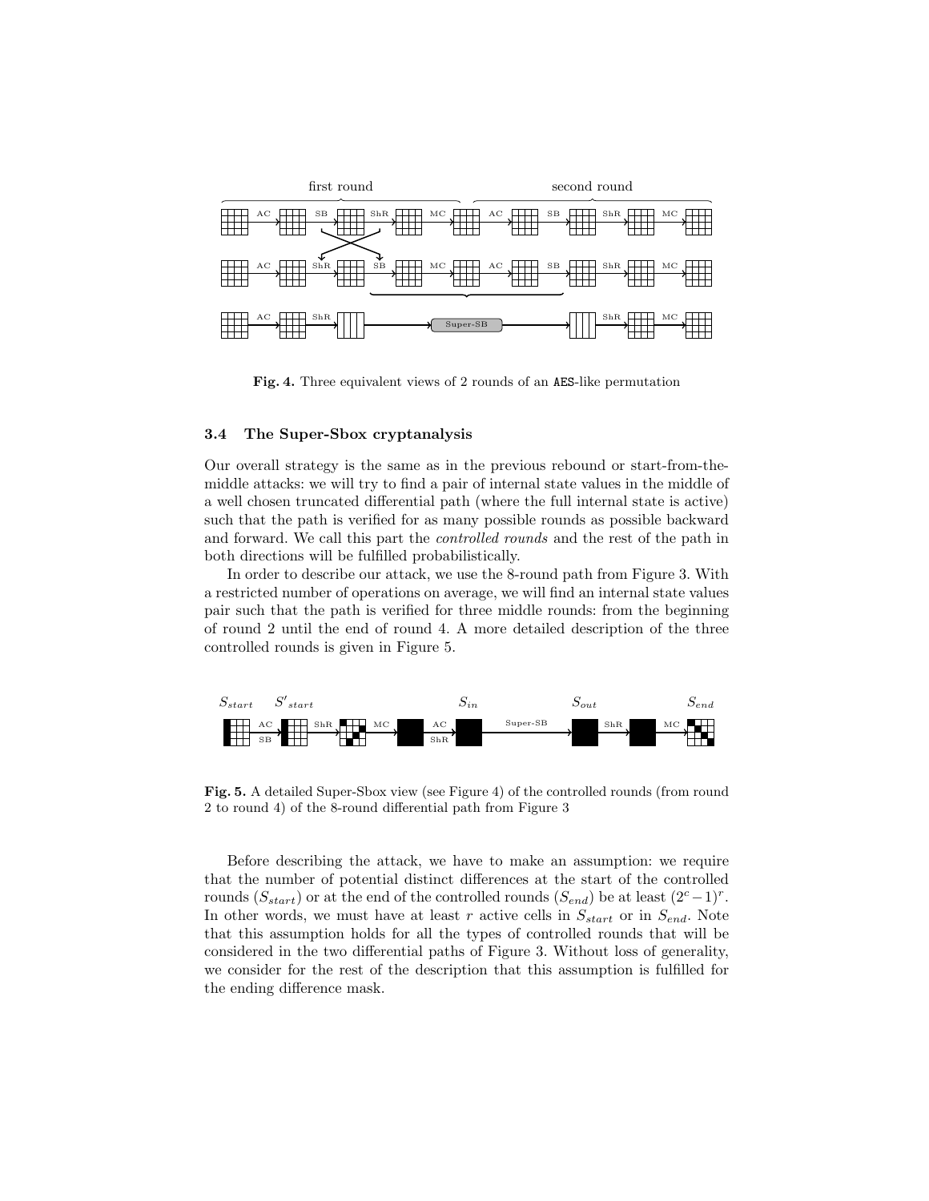**Fig. 4.** Three equivalent views of 2 rounds of an AES-like permutation

### 3.4 The Super-Sbox cryptanalysis

Our overall strategy is the same as in the previous rebound or start-from-the-middle attacks: we will try to find a pair of internal state values in the middle of a well chosen truncated differential path (where the full internal state is active) such that the path is verified for as many possible rounds as possible backward and forward. We call this part the *controlled rounds* and the rest of the path in both directions will be fulfilled probabilistically.

In order to describe our attack, we use the 8-round path from Figure 3. With a restricted number of operations on average, we will find an internal state values pair such that the path is verified for three middle rounds: from the beginning of round 2 until the end of round 4. A more detailed description of the three controlled rounds is given in Figure 5.

**Fig. 5.** A detailed Super-Sbox view (see Figure 4) of the controlled rounds (from round 2 to round 4) of the 8-round differential path from Figure 3

Before describing the attack, we have to make an assumption: we require that the number of potential distinct differences at the start of the controlled rounds ($S_{start}$) or at the end of the controlled rounds ($S_{end}$) be at least $(2^c - 1)^r$. In other words, we must have at least $r$ active cells in $S_{start}$ or in $S_{end}$. Note that this assumption holds for all the types of controlled rounds that will be considered in the two differential paths of Figure 3. Without loss of generality, we consider for the rest of the description that this assumption is fulfilled for the ending difference mask.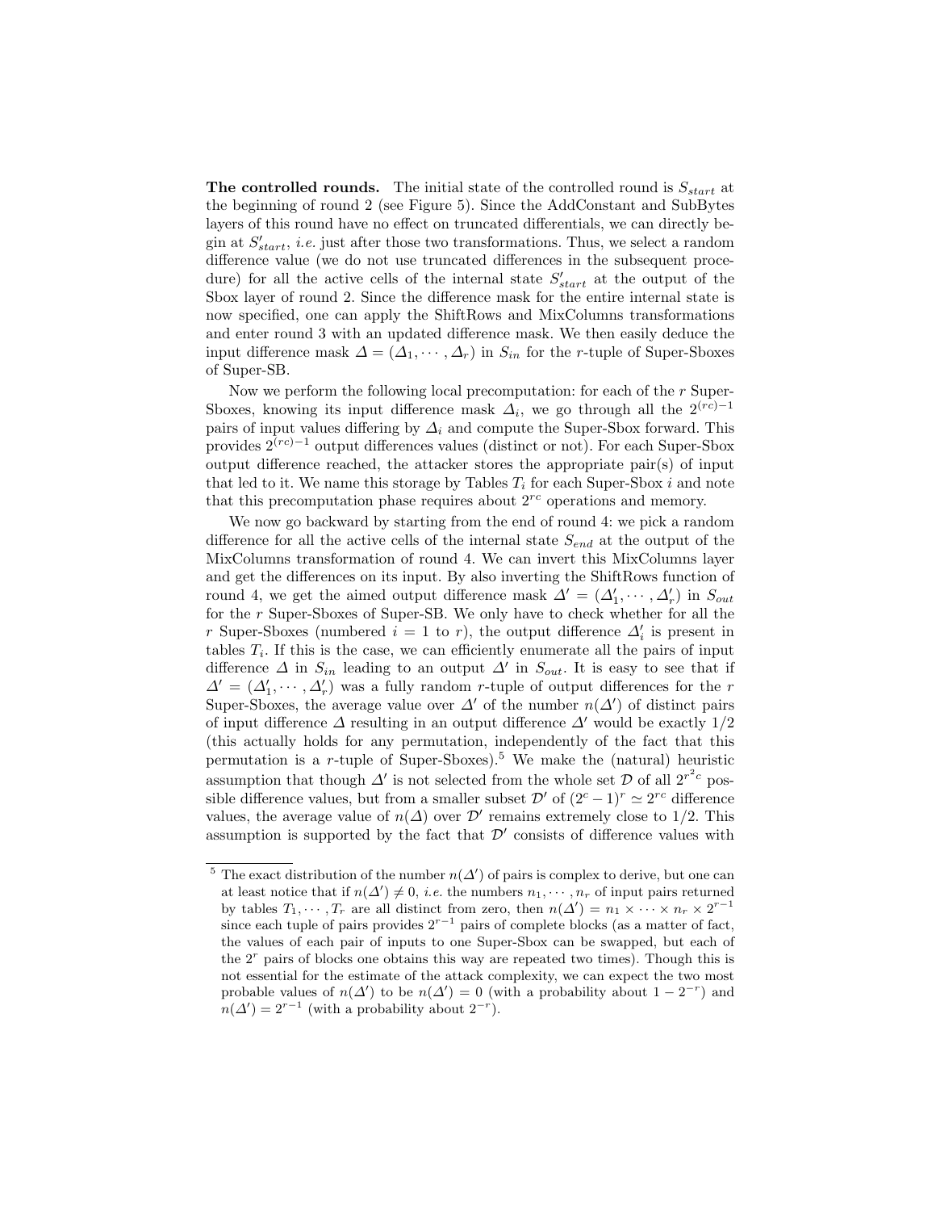**The controlled rounds.** The initial state of the controlled round is $S_{start}$ at the beginning of round 2 (see Figure 5). Since the AddConstant and SubBytes layers of this round have no effect on truncated differentials, we can directly begin at $S'_{start}$, *i.e.* just after those two transformations. Thus, we select a random difference value (we do not use truncated differences in the subsequent procedure) for all the active cells of the internal state $S'_{start}$ at the output of the Sbox layer of round 2. Since the difference mask for the entire internal state is now specified, one can apply the ShiftRows and MixColumns transformations and enter round 3 with an updated difference mask. We then easily deduce the input difference mask $\Delta = (\Delta_1, \cdots, \Delta_r)$ in $S_{in}$ for the $r$-tuple of Super-Sboxes of Super-SB.

Now we perform the following local precomputation: for each of the $r$ Super-Sboxes, knowing its input difference mask $\Delta_i$, we go through all the $2^{(rc)-1}$ pairs of input values differing by $\Delta_i$ and compute the Super-Sbox forward. This provides $2^{(rc)-1}$ output differences values (distinct or not). For each Super-Sbox output difference reached, the attacker stores the appropriate pair(s) of input that led to it. We name this storage by Tables $T_i$ for each Super-Sbox $i$ and note that this precomputation phase requires about $2^{rc}$ operations and memory.

We now go backward by starting from the end of round 4: we pick a random difference for all the active cells of the internal state $S_{end}$ at the output of the MixColumns transformation of round 4. We can invert this MixColumns layer and get the differences on its input. By also inverting the ShiftRows function of round 4, we get the aimed output difference mask $\Delta' = (\Delta'_1, \cdots, \Delta'_r)$ in $S_{out}$ for the $r$ Super-Sboxes of Super-SB. We only have to check whether for all the $r$ Super-Sboxes (numbered $i = 1$ to $r$), the output difference $\Delta'_i$ is present in tables $T_i$. If this is the case, we can efficiently enumerate all the pairs of input difference $\Delta$ in $S_{in}$ leading to an output $\Delta'$ in $S_{out}$. It is easy to see that if $\Delta' = (\Delta'_1, \cdots, \Delta'_r)$ was a fully random $r$-tuple of output differences for the $r$ Super-Sboxes, the average value over $\Delta'$ of the number $n(\Delta')$ of distinct pairs of input difference $\Delta$ resulting in an output difference $\Delta'$ would be exactly 1/2 (this actually holds for any permutation, independently of the fact that this permutation is a $r$-tuple of Super-Sboxes).[5] We make the (natural) heuristic assumption that though $\Delta'$ is not selected from the whole set $\mathcal{D}$ of all $2^{r^2c}$ possible difference values, but from a smaller subset $\mathcal{D}'$ of $(2^c - 1)^r \simeq 2^{rc}$ difference values, the average value of $n(\Delta)$ over $\mathcal{D}'$ remains extremely close to 1/2. This assumption is supported by the fact that $\mathcal{D}'$ consists of difference values with

---

[5] The exact distribution of the number $n(\Delta')$ of pairs is complex to derive, but one can at least notice that if $n(\Delta') \neq 0$, *i.e.* the numbers $n_1, \cdots, n_r$ of input pairs returned by tables $T_1, \cdots, T_r$ are all distinct from zero, then $n(\Delta') = n_1 \times \cdots \times n_r \times 2^{r-1}$ since each tuple of pairs provides $2^{r-1}$ pairs of complete blocks (as a matter of fact, the values of each pair of inputs to one Super-Sbox can be swapped, but each of the $2^r$ pairs of blocks one obtains this way are repeated two times). Though this is not essential for the estimate of the attack complexity, we can expect the two most probable values of $n(\Delta')$ to be $n(\Delta') = 0$ (with a probability about $1 - 2^{-r}$) and $n(\Delta') = 2^{r-1}$ (with a probability about $2^{-r}$).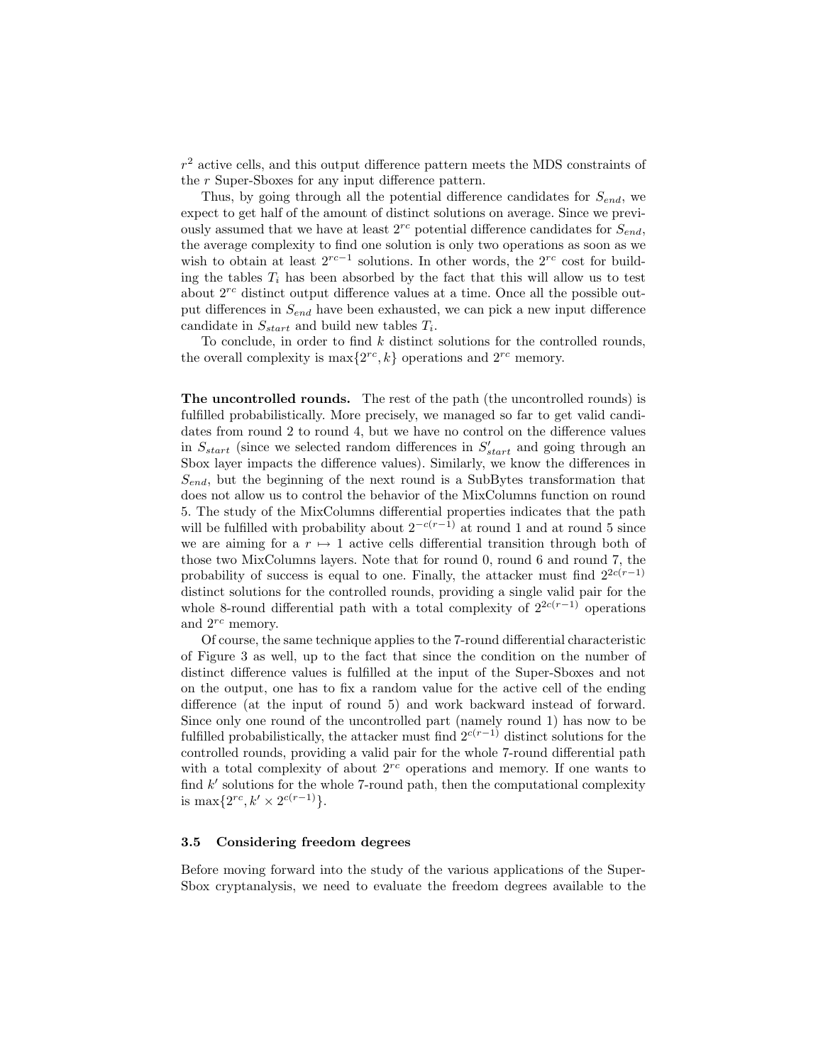$r^2$ active cells, and this output difference pattern meets the MDS constraints of the $r$ Super-Sboxes for any input difference pattern.

Thus, by going through all the potential difference candidates for $S_{end}$, we expect to get half of the amount of distinct solutions on average. Since we previously assumed that we have at least $2^{rc}$ potential difference candidates for $S_{end}$, the average complexity to find one solution is only two operations as soon as we wish to obtain at least $2^{rc-1}$ solutions. In other words, the $2^{rc}$ cost for building the tables $T_i$ has been absorbed by the fact that this will allow us to test about $2^{rc}$ distinct output difference values at a time. Once all the possible output differences in $S_{end}$ have been exhausted, we can pick a new input difference candidate in $S_{start}$ and build new tables $T_i$.

To conclude, in order to find $k$ distinct solutions for the controlled rounds, the overall complexity is $\max\{2^{rc}, k\}$ operations and $2^{rc}$ memory.

**The uncontrolled rounds.** The rest of the path (the uncontrolled rounds) is fulfilled probabilistically. More precisely, we managed so far to get valid candidates from round 2 to round 4, but we have no control on the difference values in $S_{start}$ (since we selected random differences in $S'_{start}$ and going through an Sbox layer impacts the difference values). Similarly, we know the differences in $S_{end}$, but the beginning of the next round is a SubBytes transformation that does not allow us to control the behavior of the MixColumns function on round 5. The study of the MixColumns differential properties indicates that the path will be fulfilled with probability about $2^{-c(r-1)}$ at round 1 and at round 5 since we are aiming for a $r \mapsto 1$ active cells differential transition through both of those two MixColumns layers. Note that for round 0, round 6 and round 7, the probability of success is equal to one. Finally, the attacker must find $2^{2c(r-1)}$ distinct solutions for the controlled rounds, providing a single valid pair for the whole 8-round differential path with a total complexity of $2^{2c(r-1)}$ operations and $2^{rc}$ memory.

Of course, the same technique applies to the 7-round differential characteristic of Figure 3 as well, up to the fact that since the condition on the number of distinct difference values is fulfilled at the input of the Super-Sboxes and not on the output, one has to fix a random value for the active cell of the ending difference (at the input of round 5) and work backward instead of forward. Since only one round of the uncontrolled part (namely round 1) has now to be fulfilled probabilistically, the attacker must find $2^{c(r-1)}$ distinct solutions for the controlled rounds, providing a valid pair for the whole 7-round differential path with a total complexity of about $2^{rc}$ operations and memory. If one wants to find $k'$ solutions for the whole 7-round path, then the computational complexity is $\max\{2^{rc}, k' \times 2^{c(r-1)}\}$.

### 3.5 Considering freedom degrees

Before moving forward into the study of the various applications of the Super-Sbox cryptanalysis, we need to evaluate the freedom degrees available to the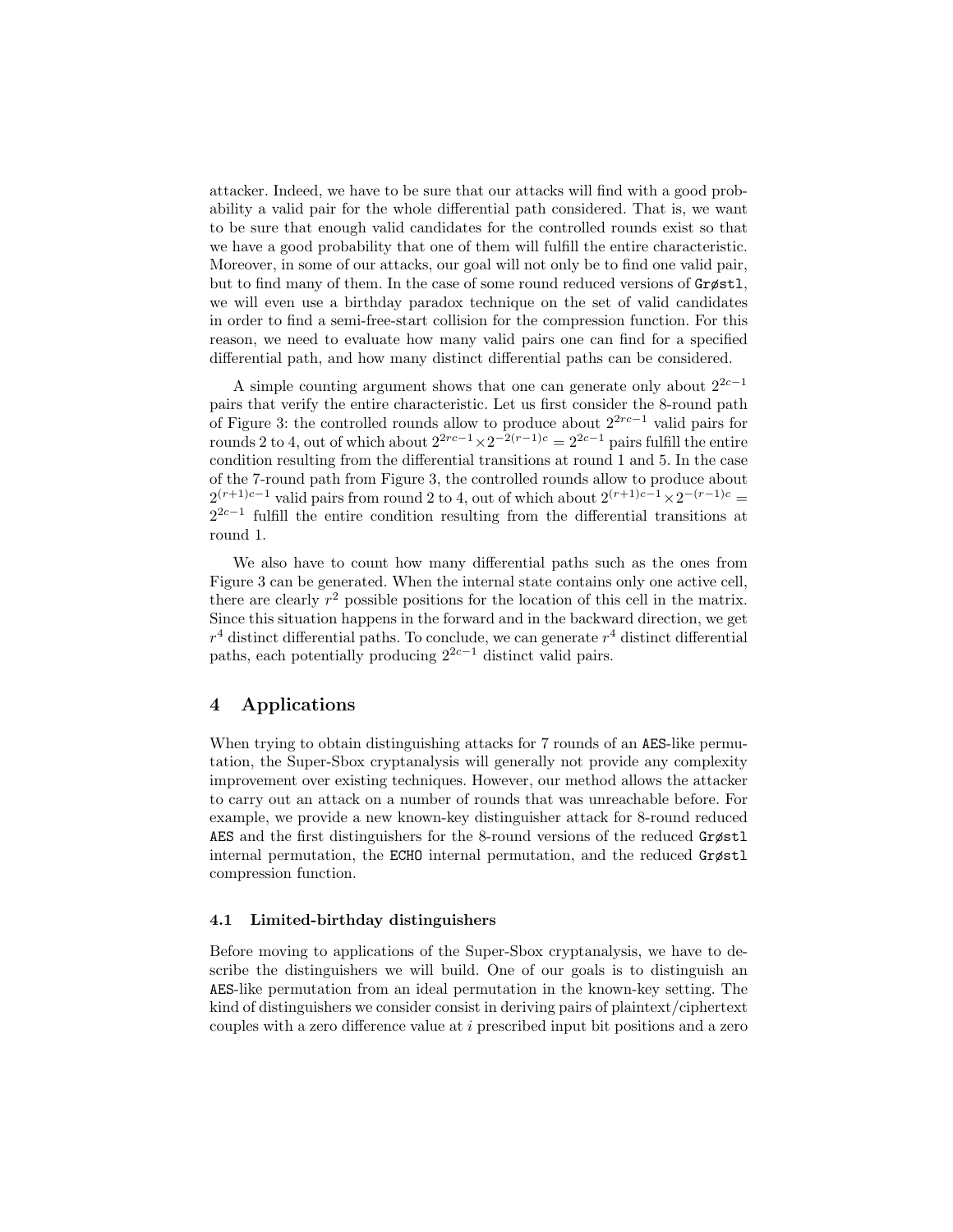attacker. Indeed, we have to be sure that our attacks will find with a good probability a valid pair for the whole differential path considered. That is, we want to be sure that enough valid candidates for the controlled rounds exist so that we have a good probability that one of them will fulfill the entire characteristic. Moreover, in some of our attacks, our goal will not only be to find one valid pair, but to find many of them. In the case of some round reduced versions of `Grøstl`, we will even use a birthday paradox technique on the set of valid candidates in order to find a semi-free-start collision for the compression function. For this reason, we need to evaluate how many valid pairs one can find for a specified differential path, and how many distinct differential paths can be considered.

A simple counting argument shows that one can generate only about $2^{2c-1}$ pairs that verify the entire characteristic. Let us first consider the 8-round path of Figure 3: the controlled rounds allow to produce about $2^{2rc-1}$ valid pairs for rounds 2 to 4, out of which about $2^{2rc-1} \times 2^{-2(r-1)c} = 2^{2c-1}$ pairs fulfill the entire condition resulting from the differential transitions at round 1 and 5. In the case of the 7-round path from Figure 3, the controlled rounds allow to produce about $2^{(r+1)c-1}$ valid pairs from round 2 to 4, out of which about $2^{(r+1)c-1} \times 2^{-(r-1)c} = 2^{2c-1}$ fulfill the entire condition resulting from the differential transitions at round 1.

We also have to count how many differential paths such as the ones from Figure 3 can be generated. When the internal state contains only one active cell, there are clearly $r^2$ possible positions for the location of this cell in the matrix. Since this situation happens in the forward and in the backward direction, we get $r^4$ distinct differential paths. To conclude, we can generate $r^4$ distinct differential paths, each potentially producing $2^{2c-1}$ distinct valid pairs.

## 4 Applications

When trying to obtain distinguishing attacks for 7 rounds of an `AES`-like permutation, the Super-Sbox cryptanalysis will generally not provide any complexity improvement over existing techniques. However, our method allows the attacker to carry out an attack on a number of rounds that was unreachable before. For example, we provide a new known-key distinguisher attack for 8-round reduced `AES` and the first distinguishers for the 8-round versions of the reduced `Grøstl` internal permutation, the `ECHO` internal permutation, and the reduced `Grøstl` compression function.

### 4.1 Limited-birthday distinguishers

Before moving to applications of the Super-Sbox cryptanalysis, we have to describe the distinguishers we will build. One of our goals is to distinguish an `AES`-like permutation from an ideal permutation in the known-key setting. The kind of distinguishers we consider consist in deriving pairs of plaintext/ciphertext couples with a zero difference value at $i$ prescribed input bit positions and a zero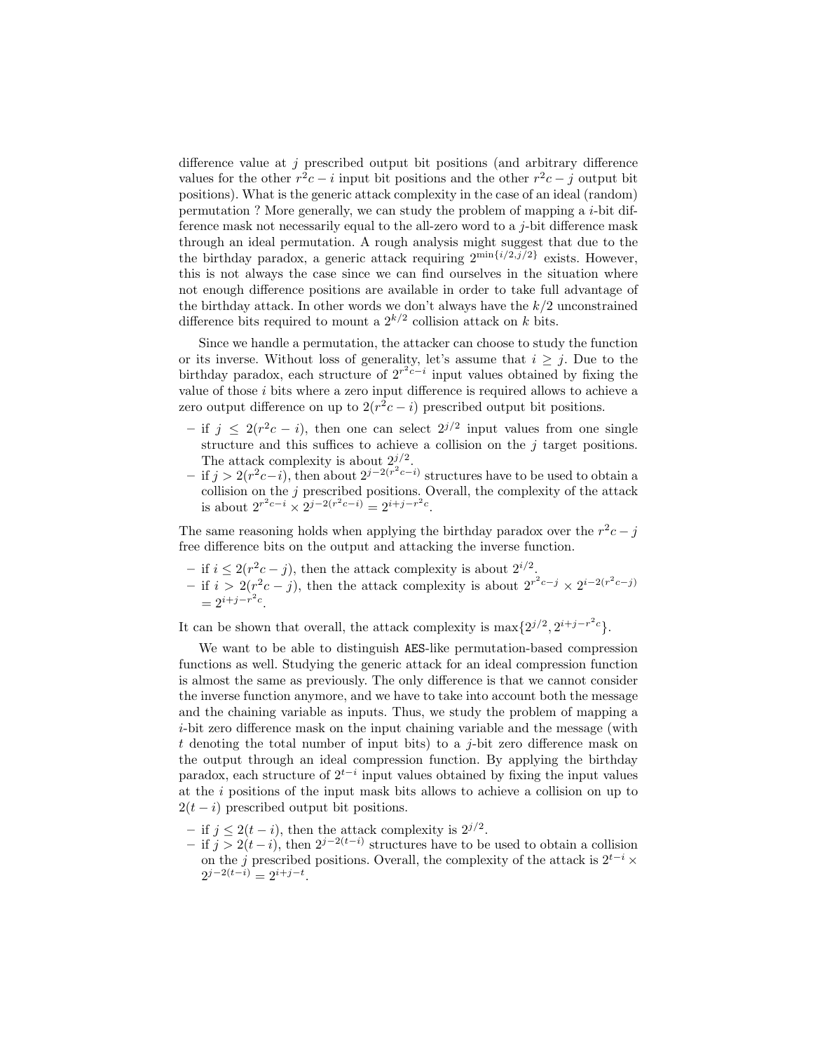difference value at $j$ prescribed output bit positions (and arbitrary difference values for the other $r^2c - i$ input bit positions and the other $r^2c - j$ output bit positions). What is the generic attack complexity in the case of an ideal (random) permutation ? More generally, we can study the problem of mapping a $i$-bit difference mask not necessarily equal to the all-zero word to a $j$-bit difference mask through an ideal permutation. A rough analysis might suggest that due to the the birthday paradox, a generic attack requiring $2^{\min\{i/2,j/2\}}$ exists. However, this is not always the case since we can find ourselves in the situation where not enough difference positions are available in order to take full advantage of the birthday attack. In other words we don't always have the $k/2$ unconstrained difference bits required to mount a $2^{k/2}$ collision attack on $k$ bits.

Since we handle a permutation, the attacker can choose to study the function or its inverse. Without loss of generality, let's assume that $i \geq j$. Due to the birthday paradox, each structure of $2^{r^2c-i}$ input values obtained by fixing the value of those $i$ bits where a zero input difference is required allows to achieve a zero output difference on up to $2(r^2c - i)$ prescribed output bit positions.

- if $j \leq 2(r^2c - i)$, then one can select $2^{j/2}$ input values from one single structure and this suffices to achieve a collision on the $j$ target positions. The attack complexity is about $2^{j/2}$.
- if $j > 2(r^2c-i)$, then about $2^{j-2(r^2c-i)}$ structures have to be used to obtain a collision on the $j$ prescribed positions. Overall, the complexity of the attack is about $2^{r^2c-i} \times 2^{j-2(r^2c-i)} = 2^{i+j-r^2c}$.

The same reasoning holds when applying the birthday paradox over the $r^2c - j$ free difference bits on the output and attacking the inverse function.

- if $i \leq 2(r^2c - j)$, then the attack complexity is about $2^{i/2}$.
- if $i > 2(r^2c - j)$, then the attack complexity is about $2^{r^2c-j} \times 2^{i-2(r^2c-j)} = 2^{i+j-r^2c}$.

It can be shown that overall, the attack complexity is $\max\{2^{j/2}, 2^{i+j-r^2c}\}$.

We want to be able to distinguish AES-like permutation-based compression functions as well. Studying the generic attack for an ideal compression function is almost the same as previously. The only difference is that we cannot consider the inverse function anymore, and we have to take into account both the message and the chaining variable as inputs. Thus, we study the problem of mapping a $i$-bit zero difference mask on the input chaining variable and the message (with $t$ denoting the total number of input bits) to a $j$-bit zero difference mask on the output through an ideal compression function. By applying the birthday paradox, each structure of $2^{t-i}$ input values obtained by fixing the input values at the $i$ positions of the input mask bits allows to achieve a collision on up to $2(t - i)$ prescribed output bit positions.

- if $j \leq 2(t - i)$, then the attack complexity is $2^{j/2}$.
- if $j > 2(t - i)$, then $2^{j-2(t-i)}$ structures have to be used to obtain a collision on the $j$ prescribed positions. Overall, the complexity of the attack is $2^{t-i} \times 2^{j-2(t-i)} = 2^{i+j-t}$.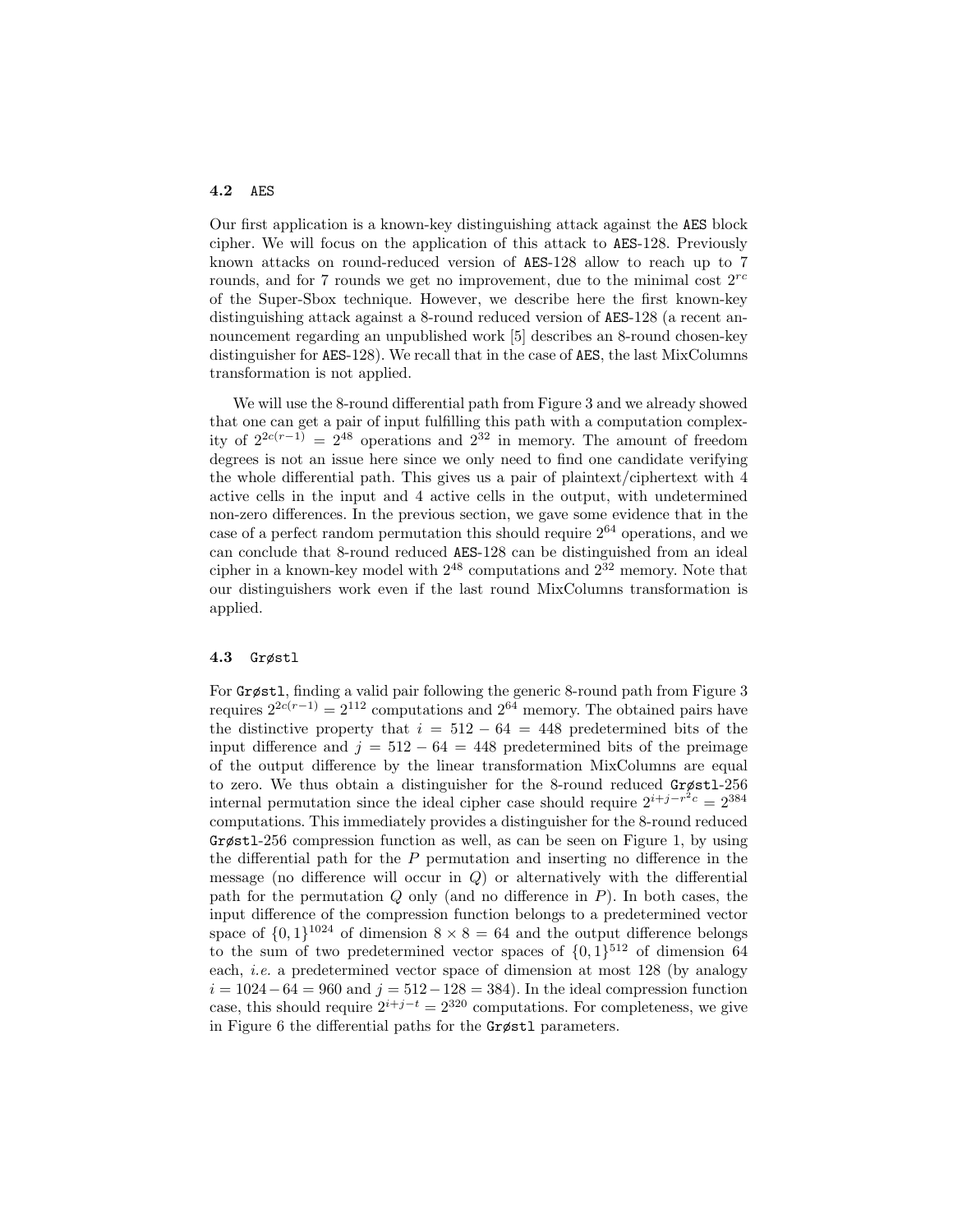### 4.2 AES

Our first application is a known-key distinguishing attack against the AES block cipher. We will focus on the application of this attack to AES-128. Previously known attacks on round-reduced version of AES-128 allow to reach up to 7 rounds, and for 7 rounds we get no improvement, due to the minimal cost $2^{rc}$ of the Super-Sbox technique. However, we describe here the first known-key distinguishing attack against a 8-round reduced version of AES-128 (a recent announcement regarding an unpublished work [5] describes an 8-round chosen-key distinguisher for AES-128). We recall that in the case of AES, the last MixColumns transformation is not applied.

We will use the 8-round differential path from Figure 3 and we already showed that one can get a pair of input fulfilling this path with a computation complexity of $2^{2c(r-1)} = 2^{48}$ operations and $2^{32}$ in memory. The amount of freedom degrees is not an issue here since we only need to find one candidate verifying the whole differential path. This gives us a pair of plaintext/ciphertext with 4 active cells in the input and 4 active cells in the output, with undetermined non-zero differences. In the previous section, we gave some evidence that in the case of a perfect random permutation this should require $2^{64}$ operations, and we can conclude that 8-round reduced AES-128 can be distinguished from an ideal cipher in a known-key model with $2^{48}$ computations and $2^{32}$ memory. Note that our distinguishers work even if the last round MixColumns transformation is applied.

### 4.3 Grøstl

For Grøstl, finding a valid pair following the generic 8-round path from Figure 3 requires $2^{2c(r-1)} = 2^{112}$ computations and $2^{64}$ memory. The obtained pairs have the distinctive property that $i = 512 - 64 = 448$ predetermined bits of the input difference and $j = 512 - 64 = 448$ predetermined bits of the preimage of the output difference by the linear transformation MixColumns are equal to zero. We thus obtain a distinguisher for the 8-round reduced Grøstl-256 internal permutation since the ideal cipher case should require $2^{i+j-r^2c} = 2^{384}$ computations. This immediately provides a distinguisher for the 8-round reduced Grøstl-256 compression function as well, as can be seen on Figure 1, by using the differential path for the $P$ permutation and inserting no difference in the message (no difference will occur in $Q$) or alternatively with the differential path for the permutation $Q$ only (and no difference in $P$). In both cases, the input difference of the compression function belongs to a predetermined vector space of $\{0,1\}^{1024}$ of dimension $8 \times 8 = 64$ and the output difference belongs to the sum of two predetermined vector spaces of $\{0,1\}^{512}$ of dimension 64 each, *i.e.* a predetermined vector space of dimension at most 128 (by analogy $i = 1024 - 64 = 960$ and $j = 512 - 128 = 384$). In the ideal compression function case, this should require $2^{i+j-t} = 2^{320}$ computations. For completeness, we give in Figure 6 the differential paths for the Grøstl parameters.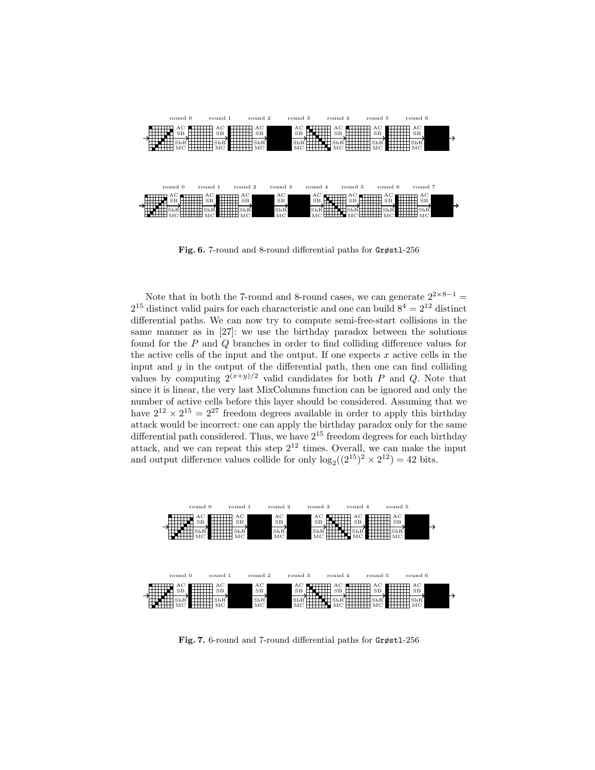**Fig. 6.** 7-round and 8-round differential paths for Grøstl-256

Note that in both the 7-round and 8-round cases, we can generate $2^{2\times 8-1} = 2^{15}$ distinct valid pairs for each characteristic and one can build $8^4 = 2^{12}$ distinct differential paths. We can now try to compute semi-free-start collisions in the same manner as in [27]: we use the birthday paradox between the solutions found for the $P$ and $Q$ branches in order to find colliding difference values for the active cells of the input and the output. If one expects $x$ active cells in the input and $y$ in the output of the differential path, then one can find colliding values by computing $2^{(x+y)/2}$ valid candidates for both $P$ and $Q$. Note that since it is linear, the very last MixColumns function can be ignored and only the number of active cells before this layer should be considered. Assuming that we have $2^{12} \times 2^{15} = 2^{27}$ freedom degrees available in order to apply this birthday attack would be incorrect: one can apply the birthday paradox only for the same differential path considered. Thus, we have $2^{15}$ freedom degrees for each birthday attack, and we can repeat this step $2^{12}$ times. Overall, we can make the input and output difference values collide for only $\log_2((2^{15})^2 \times 2^{12}) = 42$ bits.

**Fig. 7.** 6-round and 7-round differential paths for Grøstl-256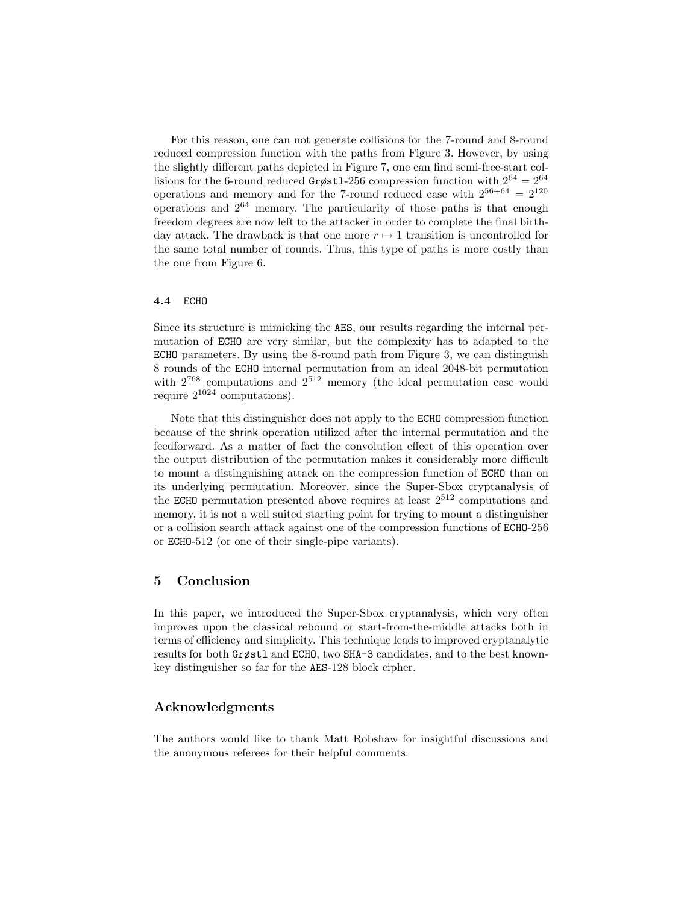For this reason, one can not generate collisions for the 7-round and 8-round reduced compression function with the paths from Figure 3. However, by using the slightly different paths depicted in Figure 7, one can find semi-free-start collisions for the 6-round reduced Grøstl-256 compression function with $2^{64} = 2^{64}$ operations and memory and for the 7-round reduced case with $2^{56+64} = 2^{120}$ operations and $2^{64}$ memory. The particularity of those paths is that enough freedom degrees are now left to the attacker in order to complete the final birthday attack. The drawback is that one more $r \mapsto 1$ transition is uncontrolled for the same total number of rounds. Thus, this type of paths is more costly than the one from Figure 6.

### 4.4 ECHO

Since its structure is mimicking the AES, our results regarding the internal permutation of ECHO are very similar, but the complexity has to adapted to the ECHO parameters. By using the 8-round path from Figure 3, we can distinguish 8 rounds of the ECHO internal permutation from an ideal 2048-bit permutation with $2^{768}$ computations and $2^{512}$ memory (the ideal permutation case would require $2^{1024}$ computations).

Note that this distinguisher does not apply to the ECHO compression function because of the shrink operation utilized after the internal permutation and the feedforward. As a matter of fact the convolution effect of this operation over the output distribution of the permutation makes it considerably more difficult to mount a distinguishing attack on the compression function of ECHO than on its underlying permutation. Moreover, since the Super-Sbox cryptanalysis of the ECHO permutation presented above requires at least $2^{512}$ computations and memory, it is not a well suited starting point for trying to mount a distinguisher or a collision search attack against one of the compression functions of ECHO-256 or ECHO-512 (or one of their single-pipe variants).

## 5 Conclusion

In this paper, we introduced the Super-Sbox cryptanalysis, which very often improves upon the classical rebound or start-from-the-middle attacks both in terms of efficiency and simplicity. This technique leads to improved cryptanalytic results for both Grøstl and ECHO, two SHA-3 candidates, and to the best known-key distinguisher so far for the AES-128 block cipher.

## Acknowledgments

The authors would like to thank Matt Robshaw for insightful discussions and the anonymous referees for their helpful comments.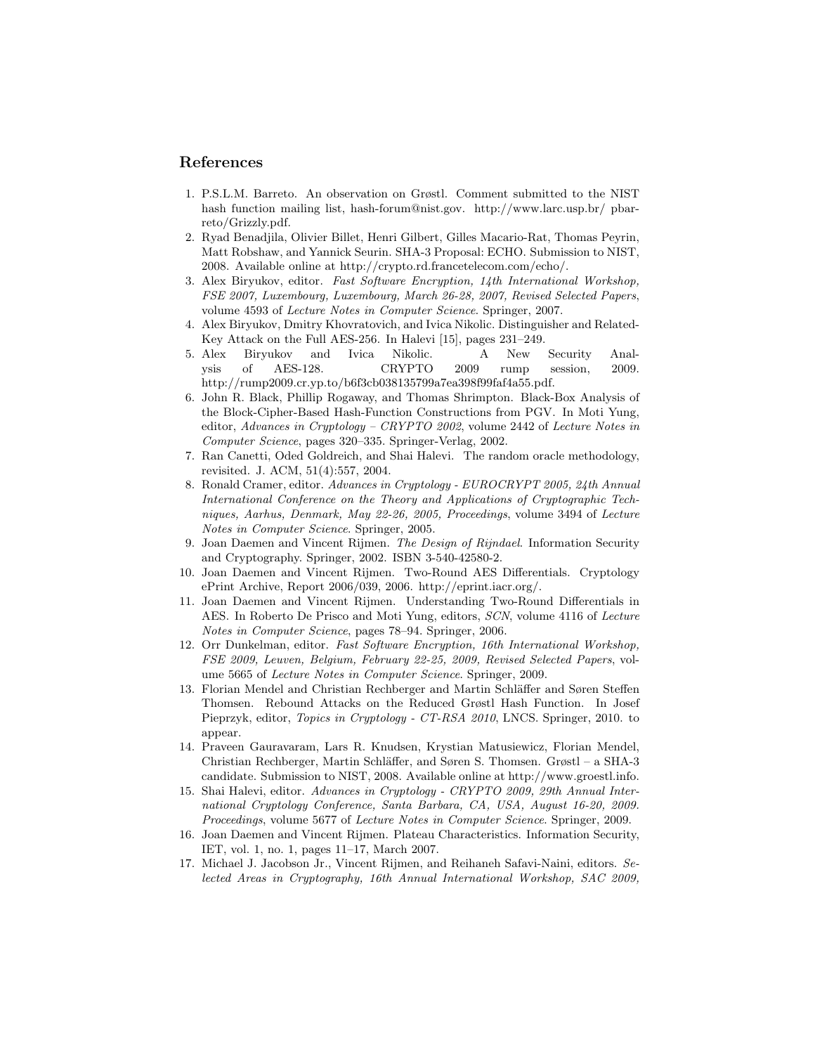## References

1. P.S.L.M. Barreto. An observation on Grøstl. Comment submitted to the NIST hash function mailing list, hash-forum@nist.gov. http://www.larc.usp.br/ pbarreto/Grizzly.pdf.
2. Ryad Benadjila, Olivier Billet, Henri Gilbert, Gilles Macario-Rat, Thomas Peyrin, Matt Robshaw, and Yannick Seurin. SHA-3 Proposal: ECHO. Submission to NIST, 2008. Available online at http://crypto.rd.francetelecom.com/echo/.
3. Alex Biryukov, editor. *Fast Software Encryption, 14th International Workshop, FSE 2007, Luxembourg, Luxembourg, March 26-28, 2007, Revised Selected Papers*, volume 4593 of *Lecture Notes in Computer Science*. Springer, 2007.
4. Alex Biryukov, Dmitry Khovratovich, and Ivica Nikolic. Distinguisher and Related-Key Attack on the Full AES-256. In Halevi [15], pages 231–249.
5. Alex Biryukov and Ivica Nikolic. A New Security Analysis of AES-128. CRYPTO 2009 rump session, 2009. http://rump2009.cr.yp.to/b6f3cb038135799a7ea398f99faf4a55.pdf.
6. John R. Black, Phillip Rogaway, and Thomas Shrimpton. Black-Box Analysis of the Block-Cipher-Based Hash-Function Constructions from PGV. In Moti Yung, editor, *Advances in Cryptology – CRYPTO 2002*, volume 2442 of *Lecture Notes in Computer Science*, pages 320–335. Springer-Verlag, 2002.
7. Ran Canetti, Oded Goldreich, and Shai Halevi. The random oracle methodology, revisited. J. ACM, 51(4):557, 2004.
8. Ronald Cramer, editor. *Advances in Cryptology - EUROCRYPT 2005, 24th Annual International Conference on the Theory and Applications of Cryptographic Techniques, Aarhus, Denmark, May 22-26, 2005, Proceedings*, volume 3494 of *Lecture Notes in Computer Science*. Springer, 2005.
9. Joan Daemen and Vincent Rijmen. *The Design of Rijndael*. Information Security and Cryptography. Springer, 2002. ISBN 3-540-42580-2.
10. Joan Daemen and Vincent Rijmen. Two-Round AES Differentials. Cryptology ePrint Archive, Report 2006/039, 2006. http://eprint.iacr.org/.
11. Joan Daemen and Vincent Rijmen. Understanding Two-Round Differentials in AES. In Roberto De Prisco and Moti Yung, editors, *SCN*, volume 4116 of *Lecture Notes in Computer Science*, pages 78–94. Springer, 2006.
12. Orr Dunkelman, editor. *Fast Software Encryption, 16th International Workshop, FSE 2009, Leuven, Belgium, February 22-25, 2009, Revised Selected Papers*, volume 5665 of *Lecture Notes in Computer Science*. Springer, 2009.
13. Florian Mendel and Christian Rechberger and Martin Schläffer and Søren Steffen Thomsen. Rebound Attacks on the Reduced Grøstl Hash Function. In Josef Pieprzyk, editor, *Topics in Cryptology - CT-RSA 2010*, LNCS. Springer, 2010. to appear.
14. Praveen Gauravaram, Lars R. Knudsen, Krystian Matusiewicz, Florian Mendel, Christian Rechberger, Martin Schläffer, and Søren S. Thomsen. Grøstl – a SHA-3 candidate. Submission to NIST, 2008. Available online at http://www.groestl.info.
15. Shai Halevi, editor. *Advances in Cryptology - CRYPTO 2009, 29th Annual International Cryptology Conference, Santa Barbara, CA, USA, August 16-20, 2009. Proceedings*, volume 5677 of *Lecture Notes in Computer Science*. Springer, 2009.
16. Joan Daemen and Vincent Rijmen. Plateau Characteristics. Information Security, IET, vol. 1, no. 1, pages 11–17, March 2007.
17. Michael J. Jacobson Jr., Vincent Rijmen, and Reihaneh Safavi-Naini, editors. *Selected Areas in Cryptography, 16th Annual International Workshop, SAC 2009,*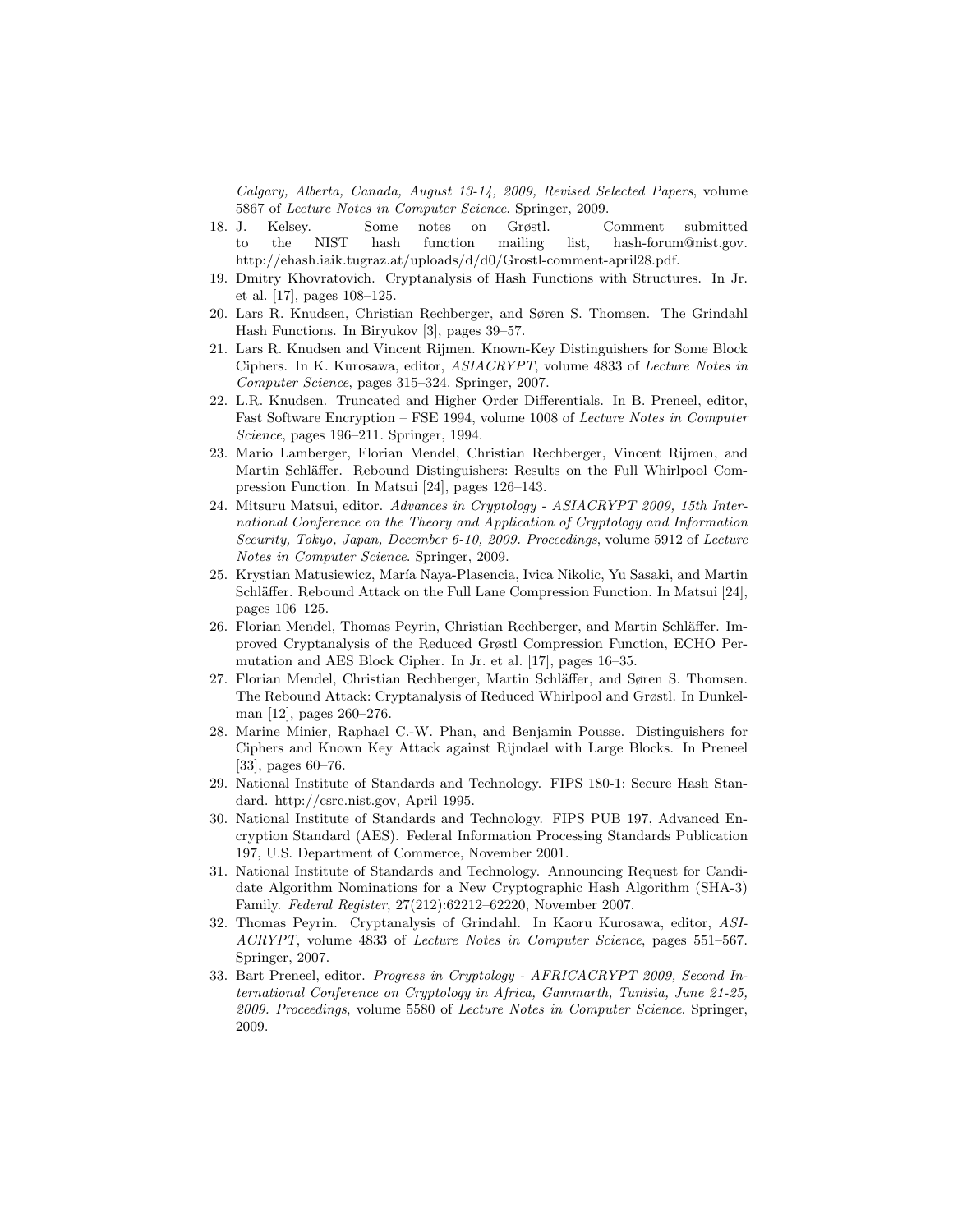*Calgary, Alberta, Canada, August 13-14, 2009, Revised Selected Papers*, volume 5867 of *Lecture Notes in Computer Science*. Springer, 2009.

18. J. Kelsey. Some notes on Grøstl. Comment submitted to the NIST hash function mailing list, hash-forum@nist.gov. http://ehash.iaik.tugraz.at/uploads/d/d0/Grostl-comment-april28.pdf.
19. Dmitry Khovratovich. Cryptanalysis of Hash Functions with Structures. In Jr. et al. [17], pages 108–125.
20. Lars R. Knudsen, Christian Rechberger, and Søren S. Thomsen. The Grindahl Hash Functions. In Biryukov [3], pages 39–57.
21. Lars R. Knudsen and Vincent Rijmen. Known-Key Distinguishers for Some Block Ciphers. In K. Kurosawa, editor, *ASIACRYPT*, volume 4833 of *Lecture Notes in Computer Science*, pages 315–324. Springer, 2007.
22. L.R. Knudsen. Truncated and Higher Order Differentials. In B. Preneel, editor, Fast Software Encryption – FSE 1994, volume 1008 of *Lecture Notes in Computer Science*, pages 196–211. Springer, 1994.
23. Mario Lamberger, Florian Mendel, Christian Rechberger, Vincent Rijmen, and Martin Schläffer. Rebound Distinguishers: Results on the Full Whirlpool Compression Function. In Matsui [24], pages 126–143.
24. Mitsuru Matsui, editor. *Advances in Cryptology - ASIACRYPT 2009, 15th International Conference on the Theory and Application of Cryptology and Information Security, Tokyo, Japan, December 6-10, 2009. Proceedings*, volume 5912 of *Lecture Notes in Computer Science*. Springer, 2009.
25. Krystian Matusiewicz, María Naya-Plasencia, Ivica Nikolic, Yu Sasaki, and Martin Schläffer. Rebound Attack on the Full Lane Compression Function. In Matsui [24], pages 106–125.
26. Florian Mendel, Thomas Peyrin, Christian Rechberger, and Martin Schläffer. Improved Cryptanalysis of the Reduced Grøstl Compression Function, ECHO Permutation and AES Block Cipher. In Jr. et al. [17], pages 16–35.
27. Florian Mendel, Christian Rechberger, Martin Schläffer, and Søren S. Thomsen. The Rebound Attack: Cryptanalysis of Reduced Whirlpool and Grøstl. In Dunkelman [12], pages 260–276.
28. Marine Minier, Raphael C.-W. Phan, and Benjamin Pousse. Distinguishers for Ciphers and Known Key Attack against Rijndael with Large Blocks. In Preneel [33], pages 60–76.
29. National Institute of Standards and Technology. FIPS 180-1: Secure Hash Standard. http://csrc.nist.gov, April 1995.
30. National Institute of Standards and Technology. FIPS PUB 197, Advanced Encryption Standard (AES). Federal Information Processing Standards Publication 197, U.S. Department of Commerce, November 2001.
31. National Institute of Standards and Technology. Announcing Request for Candidate Algorithm Nominations for a New Cryptographic Hash Algorithm (SHA-3) Family. *Federal Register*, 27(212):62212–62220, November 2007.
32. Thomas Peyrin. Cryptanalysis of Grindahl. In Kaoru Kurosawa, editor, *ASIACRYPT*, volume 4833 of *Lecture Notes in Computer Science*, pages 551–567. Springer, 2007.
33. Bart Preneel, editor. *Progress in Cryptology - AFRICACRYPT 2009, Second International Conference on Cryptology in Africa, Gammarth, Tunisia, June 21-25, 2009. Proceedings*, volume 5580 of *Lecture Notes in Computer Science*. Springer, 2009.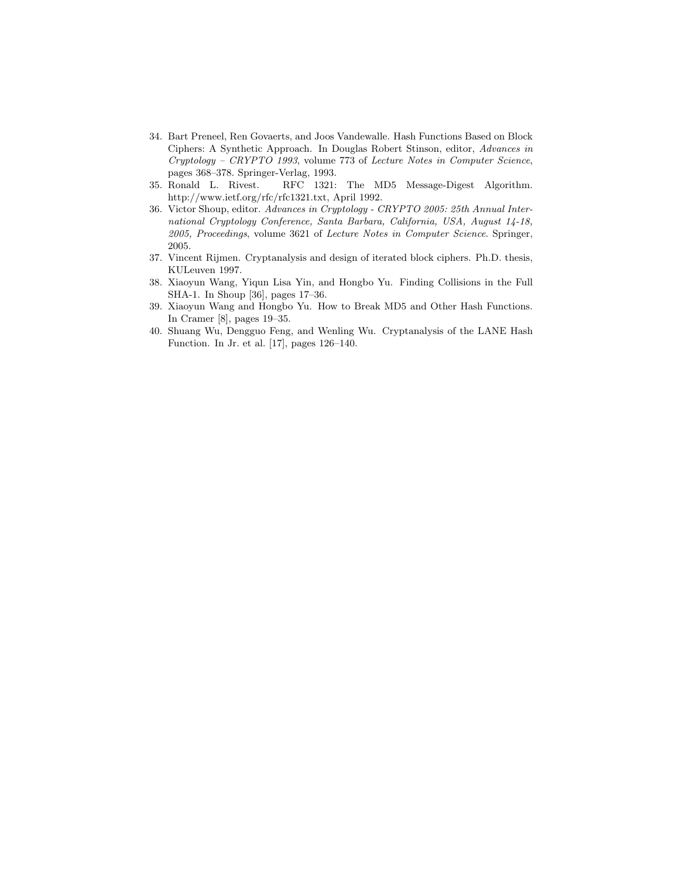34. Bart Preneel, Ren Govaerts, and Joos Vandewalle. Hash Functions Based on Block Ciphers: A Synthetic Approach. In Douglas Robert Stinson, editor, *Advances in Cryptology – CRYPTO 1993*, volume 773 of *Lecture Notes in Computer Science*, pages 368–378. Springer-Verlag, 1993.
35. Ronald L. Rivest. RFC 1321: The MD5 Message-Digest Algorithm. http://www.ietf.org/rfc/rfc1321.txt, April 1992.
36. Victor Shoup, editor. *Advances in Cryptology - CRYPTO 2005: 25th Annual International Cryptology Conference, Santa Barbara, California, USA, August 14-18, 2005, Proceedings*, volume 3621 of *Lecture Notes in Computer Science*. Springer, 2005.
37. Vincent Rijmen. Cryptanalysis and design of iterated block ciphers. Ph.D. thesis, KULeuven 1997.
38. Xiaoyun Wang, Yiqun Lisa Yin, and Hongbo Yu. Finding Collisions in the Full SHA-1. In Shoup [36], pages 17–36.
39. Xiaoyun Wang and Hongbo Yu. How to Break MD5 and Other Hash Functions. In Cramer [8], pages 19–35.
40. Shuang Wu, Dengguo Feng, and Wenling Wu. Cryptanalysis of the LANE Hash Function. In Jr. et al. [17], pages 126–140.